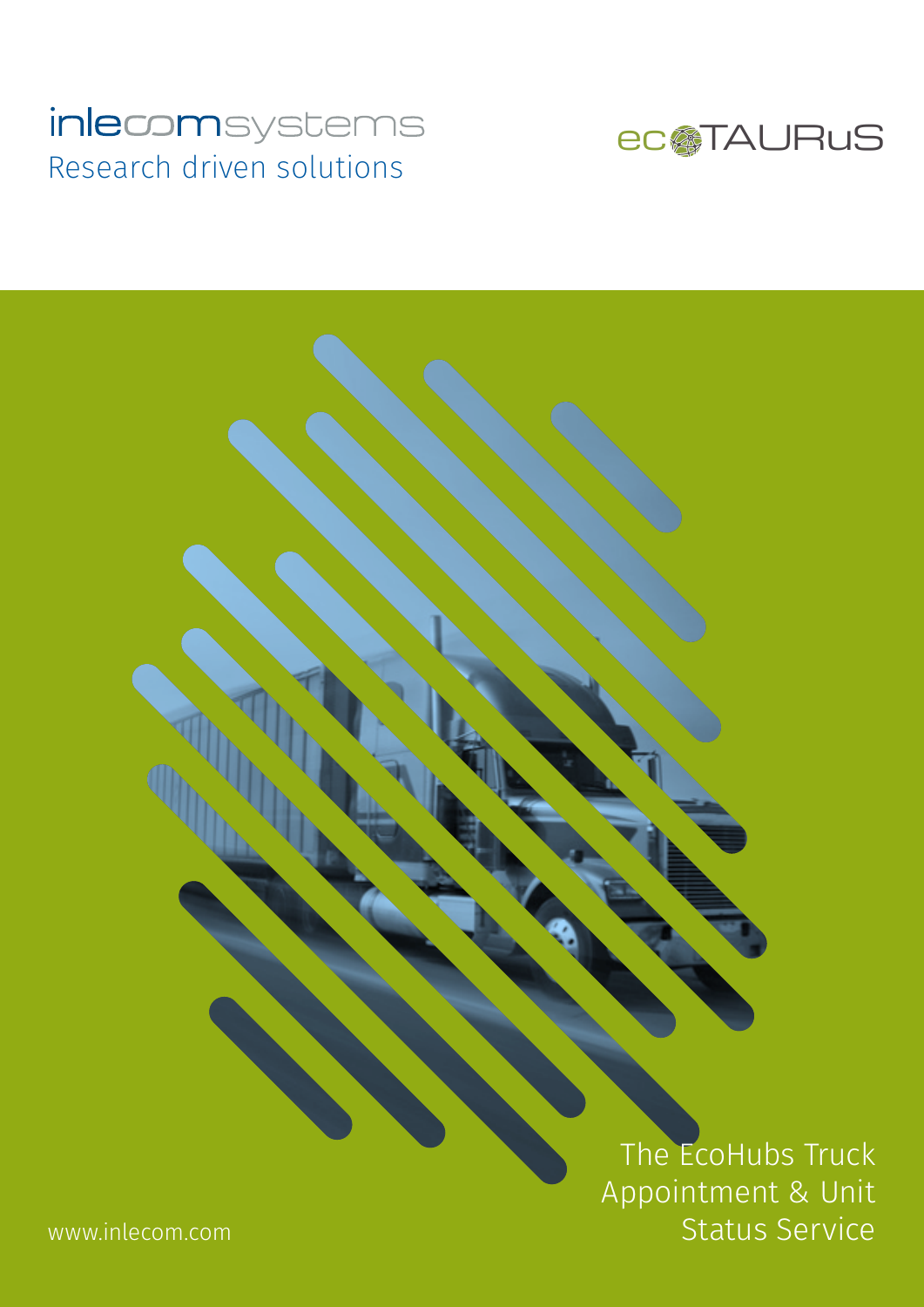inlecomsystems

Research driven solutions

ecoTAURuS

# The EcoHubs Truck Appointment & Unit Status Service

www.inlecom.com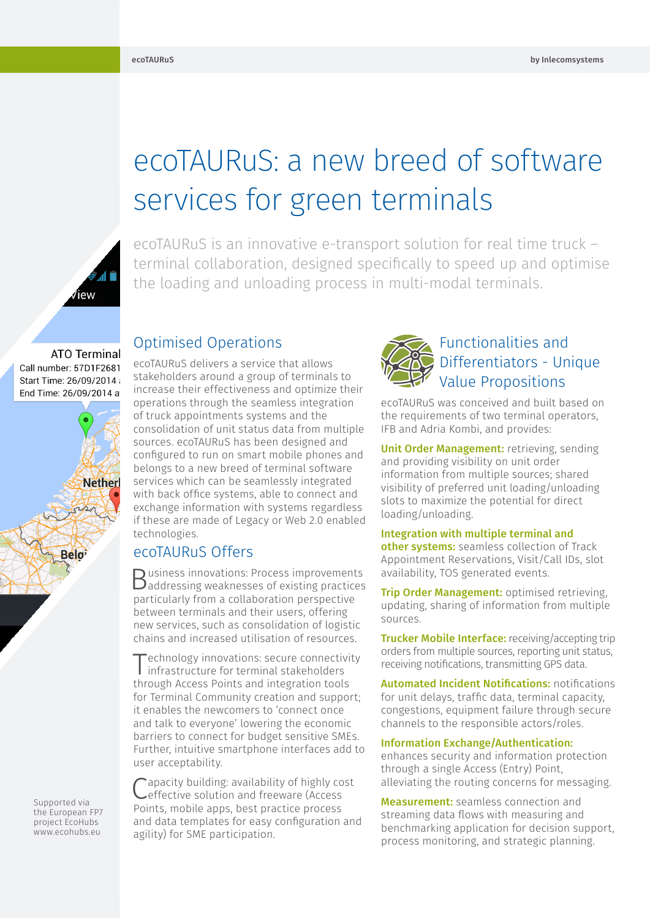# ecoTAURuS: a new breed of software services for green terminals

ecoTAURuS is an innovative e-transport solution for real time truck – terminal collaboration, designed specifically to speed up and optimise the loading and unloading process in multi-modal terminals.

## Optimised Operations

ecoTAURuS delivers a service that allows stakeholders around a group of terminals to increase their effectiveness and optimize their operations through the seamless integration of truck appointments systems and the consolidation of unit status data from multiple sources. ecoTAURuS has been designed and configured to run on smart mobile phones and belongs to a new breed of terminal software services which can be seamlessly integrated with back office systems, able to connect and exchange information with systems regardless if these are made of Legacy or Web 2.0 enabled technologies.

## ecoTAURuS Offers

Business innovations: Process improvements addressing weaknesses of existing practices particularly from a collaboration perspective between terminals and their users, offering new services, such as consolidation of logistic chains and increased utilisation of resources.

Technology innovations: secure connectivity infrastructure for terminal stakeholders through Access Points and integration tools for Terminal Community creation and support; it enables the newcomers to 'connect once and talk to everyone' lowering the economic barriers to connect for budget sensitive SMEs. Further, intuitive smartphone interfaces add to user acceptability.

Capacity building: availability of highly cost effective solution and freeware (Access Points, mobile apps, best practice process and data templates for easy configuration and agility) for SME participation.

## Functionalities and Differentiators - Unique Value Propositions

ecoTAURuS was conceived and built based on the requirements of two terminal operators, IFB and Adria Kombi, and provides:

**Unit Order Management:** retrieving, sending and providing visibility on unit order information from multiple sources; shared visibility of preferred unit loading/unloading slots to maximize the potential for direct loading/unloading.

**Integration with multiple terminal and other systems:** seamless collection of Track Appointment Reservations, Visit/Call IDs, slot availability, TOS generated events.

**Trip Order Management:** optimised retrieving, updating, sharing of information from multiple sources.

**Trucker Mobile Interface:** receiving/accepting trip orders from multiple sources, reporting unit status, receiving notifications, transmitting GPS data.

**Automated Incident Notifications:** notifications for unit delays, traffic data, terminal capacity, congestions, equipment failure through secure channels to the responsible actors/roles.

**Information Exchange/Authentication:** enhances security and information protection through a single Access (Entry) Point, alleviating the routing concerns for messaging.

**Measurement:** seamless connection and streaming data flows with measuring and benchmarking application for decision support, process monitoring, and strategic planning.

Supported via the European FP7 project EcoHubs www.ecohubs.eu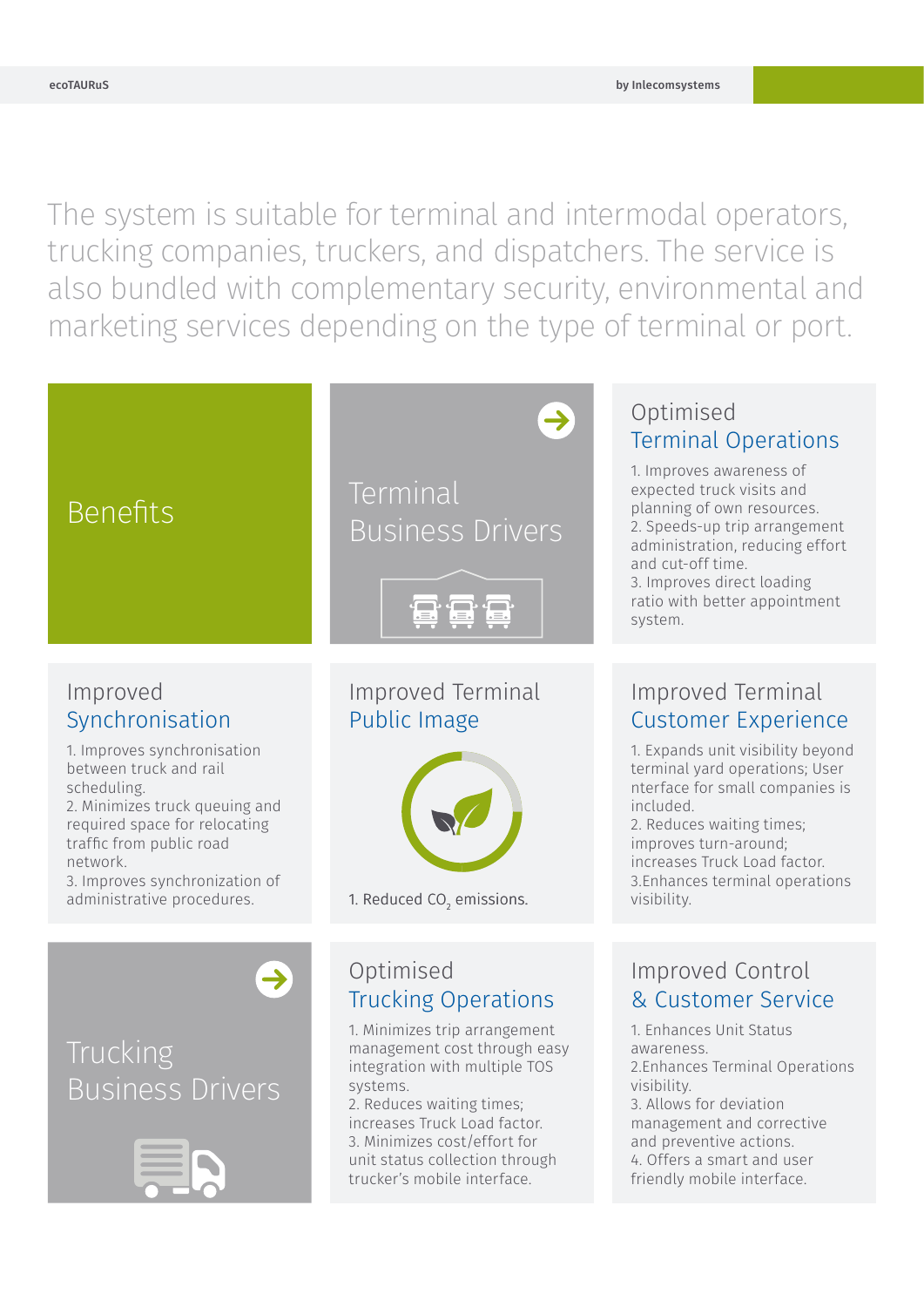The system is suitable for terminal and intermodal operators, trucking companies, truckers, and dispatchers. The service is also bundled with complementary security, environmental and marketing services depending on the type of terminal or port.

# Benefits

## Terminal Business Drivers

### Optimised Terminal Operations

1. Improves awareness of expected truck visits and planning of own resources.
2. Speeds-up trip arrangement administration, reducing effort and cut-off time.
3. Improves direct loading ratio with better appointment system.

### Improved Synchronisation

1. Improves synchronisation between truck and rail scheduling.
2. Minimizes truck queuing and required space for relocating traffic from public road network.
3. Improves synchronization of administrative procedures.

### Improved Terminal Public Image

1. Reduced $CO_2$ emissions.

### Improved Terminal Customer Experience

1. Expands unit visibility beyond terminal yard operations; User nterface for small companies is included.
2. Reduces waiting times; improves turn-around; increases Truck Load factor.
3.Enhances terminal operations visibility.

## Trucking Business Drivers

### Optimised Trucking Operations

1. Minimizes trip arrangement management cost through easy integration with multiple TOS systems.
2. Reduces waiting times; increases Truck Load factor.
3. Minimizes cost/effort for unit status collection through trucker's mobile interface.

### Improved Control & Customer Service

1. Enhances Unit Status awareness.
2.Enhances Terminal Operations visibility.
3. Allows for deviation management and corrective and preventive actions.
4. Offers a smart and user friendly mobile interface.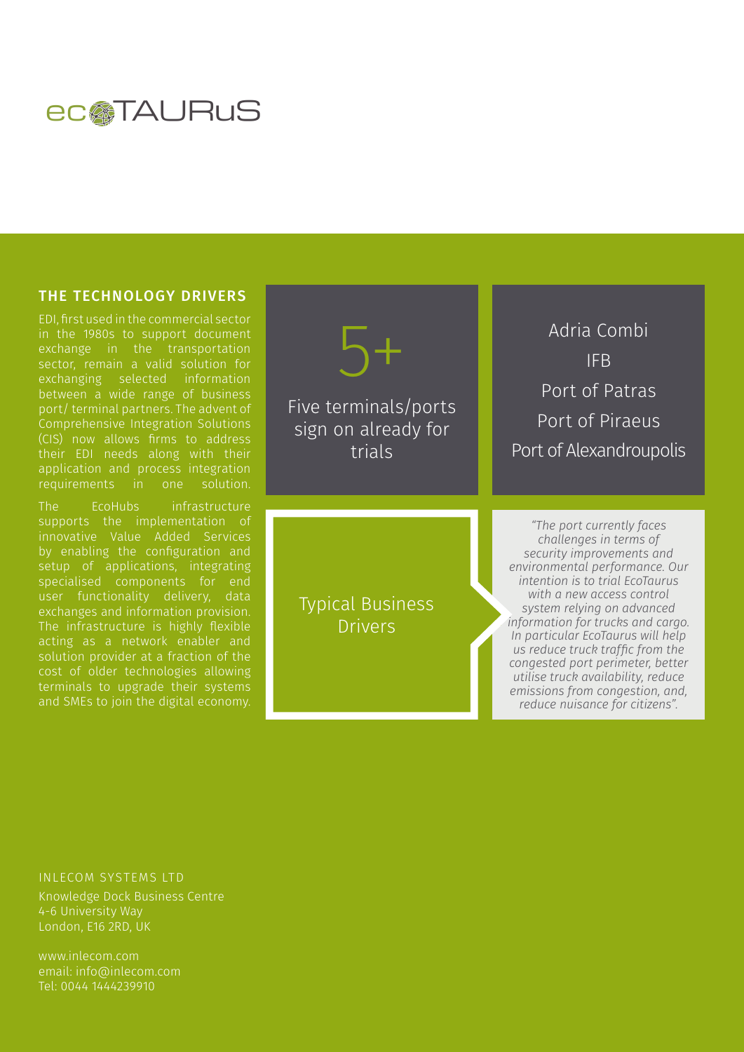ec◎TAURuS

## THE TECHNOLOGY DRIVERS

EDI, first used in the commercial sector in the 1980s to support document exchange in the transportation sector, remain a valid solution for exchanging selected information between a wide range of business port/ terminal partners. The advent of Comprehensive Integration Solutions (CIS) now allows firms to address their EDI needs along with their application and process integration requirements in one solution.

The EcoHubs infrastructure supports the implementation of innovative Value Added Services by enabling the configuration and setup of applications, integrating specialised components for end user functionality delivery, data exchanges and information provision. The infrastructure is highly flexible acting as a network enabler and solution provider at a fraction of the cost of older technologies allowing terminals to upgrade their systems and SMEs to join the digital economy.

5+

Five terminals/ports sign on already for trials

Adria Combi
IFB
Port of Patras
Port of Piraeus
Port of Alexandroupolis

Typical Business Drivers

*"The port currently faces challenges in terms of security improvements and environmental performance. Our intention is to trial EcoTaurus with a new access control system relying on advanced information for trucks and cargo. In particular EcoTaurus will help us reduce truck traffic from the congested port perimeter, better utilise truck availability, reduce emissions from congestion, and, reduce nuisance for citizens".*

INLECOM SYSTEMS LTD
Knowledge Dock Business Centre
4-6 University Way
London, E16 2RD, UK

www.inlecom.com
email: info@inlecom.com
Tel: 0044 1444239910